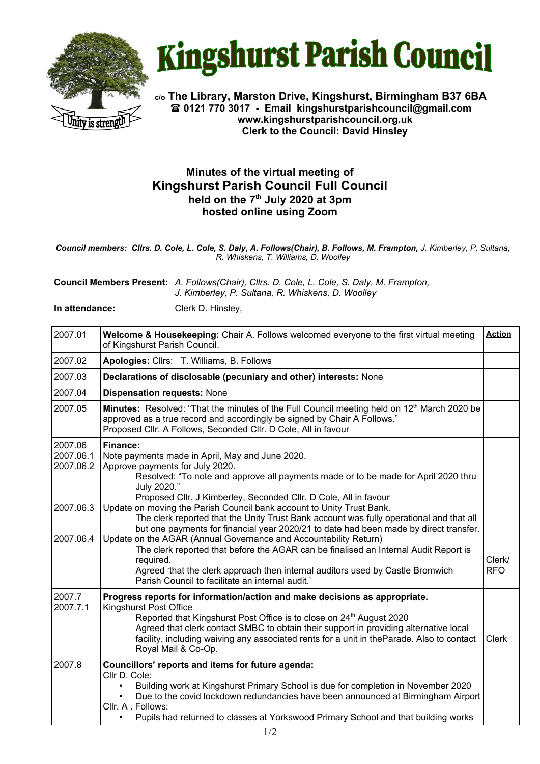# Kingshurst Parish Council

**c/o The Library, Marston Drive, Kingshurst, Birmingham B37 6BA**
**☎ 0121 770 3017 - Email kingshurstparishcouncil@gmail.com**
**www.kingshurstparishcouncil.org.uk**
**Clerk to the Council: David Hinsley**

## Minutes of the virtual meeting of Kingshurst Parish Council Full Council held on the 7th July 2020 at 3pm hosted online using Zoom

***Council members: Cllrs. D. Cole, L. Cole, S. Daly, A. Follows(Chair), B. Follows, M. Frampton,** J. Kimberley, P. Sultana, R. Whiskens, T. Williams, D. Woolley*

**Council Members Present:** *A. Follows(Chair), Cllrs. D. Cole, L. Cole, S. Daly, M. Frampton, J. Kimberley, P. Sultana, R. Whiskens, D. Woolley*

**In attendance:** Clerk D. Hinsley,

| | | **Action** |
|---|---|---|
| 2007.01 | **Welcome & Housekeeping:** Chair A. Follows welcomed everyone to the first virtual meeting of Kingshurst Parish Council. | |
| 2007.02 | **Apologies:** Cllrs: T. Williams, B. Follows | |
| 2007.03 | **Declarations of disclosable (pecuniary and other) interests:** None | |
| 2007.04 | **Dispensation requests:** None | |
| 2007.05 | **Minutes:** Resolved: "That the minutes of the Full Council meeting held on 12th March 2020 be approved as a true record and accordingly be signed by Chair A Follows." Proposed Cllr. A Follows, Seconded Cllr. D Cole, All in favour | |
| 2007.06<br>2007.06.1<br>2007.06.2<br><br><br><br>2007.06.3<br><br><br>2007.06.4 | **Finance:**<br>Note payments made in April, May and June 2020.<br>Approve payments for July 2020.<br>Resolved: "To note and approve all payments made or to be made for April 2020 thru July 2020."<br>Proposed Cllr. J Kimberley, Seconded Cllr. D Cole, All in favour<br>Update on moving the Parish Council bank account to Unity Trust Bank.<br>The clerk reported that the Unity Trust Bank account was fully operational and that all but one payments for financial year 2020/21 to date had been made by direct transfer.<br>Update on the AGAR (Annual Governance and Accountability Return)<br>The clerk reported that before the AGAR can be finalised an Internal Audit Report is required.<br>Agreed 'that the clerk approach then internal auditors used by Castle Bromwich Parish Council to facilitate an internal audit.' | Clerk/ RFO |
| 2007.7<br>2007.7.1 | **Progress reports for information/action and make decisions as appropriate.**<br>Kingshurst Post Office<br>Reported that Kingshurst Post Office is to close on 24th August 2020<br>Agreed that clerk contact SMBC to obtain their support in providing alternative local facility, including waiving any associated rents for a unit in theParade. Also to contact Royal Mail & Co-Op. | Clerk |
| 2007.8 | **Councillors' reports and items for future agenda:**<br>Cllr D. Cole:<br>• Building work at Kingshurst Primary School is due for completion in November 2020<br>• Due to the covid lockdown redundancies have been announced at Birmingham Airport<br>Cllr. A . Follows:<br>• Pupils had returned to classes at Yorkswood Primary School and that building works | |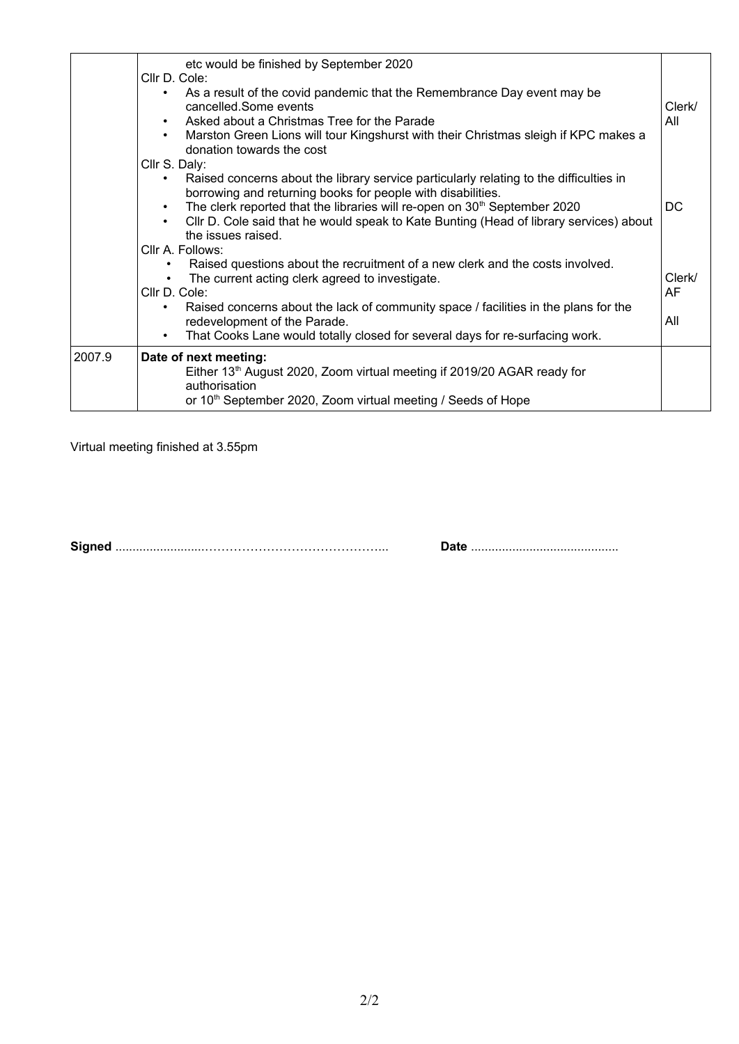| | | |
|---|---|---|
| | etc would be finished by September 2020<br>Cllr D. Cole:<br>• As a result of the covid pandemic that the Remembrance Day event may be cancelled.Some events<br>• Asked about a Christmas Tree for the Parade<br>• Marston Green Lions will tour Kingshurst with their Christmas sleigh if KPC makes a donation towards the cost<br>Cllr S. Daly:<br>• Raised concerns about the library service particularly relating to the difficulties in borrowing and returning books for people with disabilities.<br>• The clerk reported that the libraries will re-open on 30th September 2020<br>• Cllr D. Cole said that he would speak to Kate Bunting (Head of library services) about the issues raised.<br>Cllr A. Follows:<br>• Raised questions about the recruitment of a new clerk and the costs involved.<br>• The current acting clerk agreed to investigate.<br>Cllr D. Cole:<br>• Raised concerns about the lack of community space / facilities in the plans for the redevelopment of the Parade.<br>• That Cooks Lane would totally closed for several days for re-surfacing work. | Clerk/ All<br><br>DC<br><br>Clerk/ AF<br><br>All |
| 2007.9 | **Date of next meeting:**<br>Either 13th August 2020, Zoom virtual meeting if 2019/20 AGAR ready for authorisation<br>or 10th September 2020, Zoom virtual meeting / Seeds of Hope | |

Virtual meeting finished at 3.55pm

**Signed** .........................……………………………………...  **Date** ..........................................